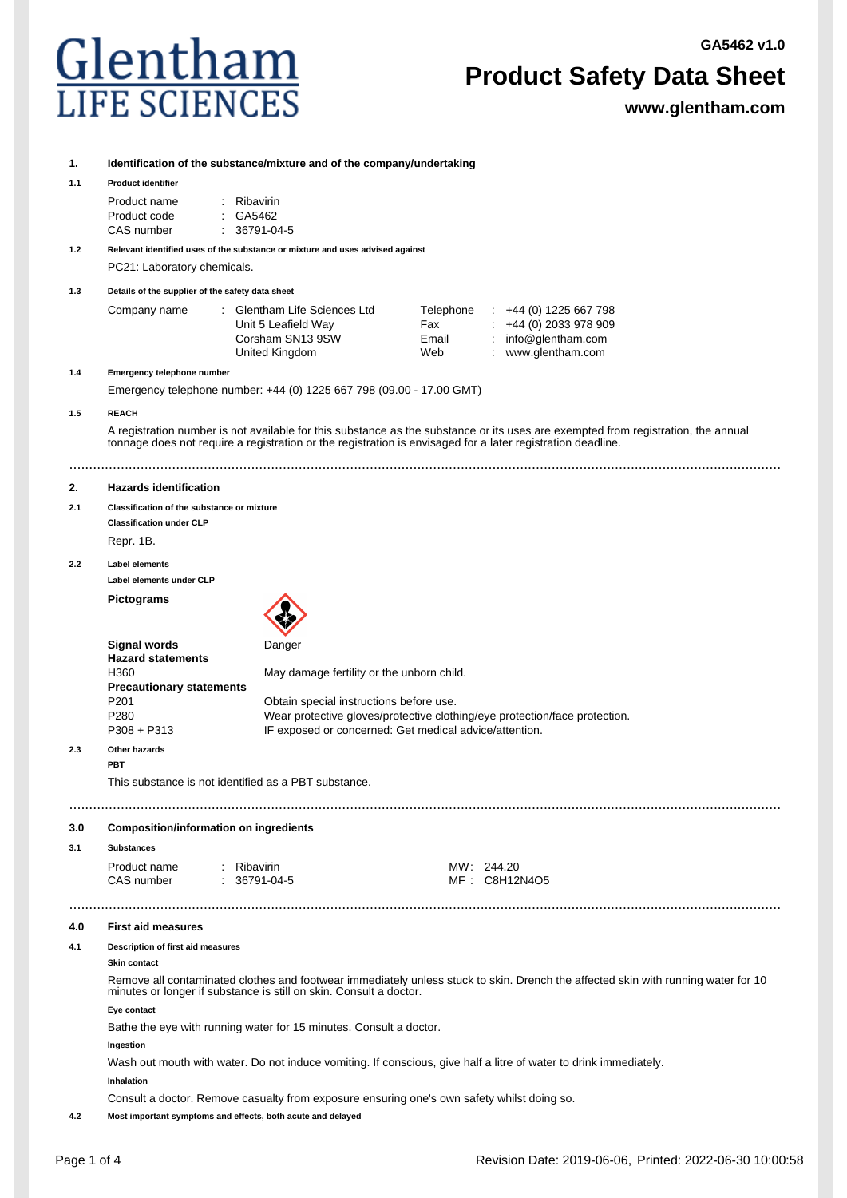# Glentham LIFE SCIENCES

GA5462 v1.0

# Product Safety Data Sheet

www.glentham.com

## 1. Identification of the substance/mixture and of the company/undertaking

### 1.1 Product identifier

| | | |
|---|---|---|
| Product name | : | Ribavirin |
| Product code | : | GA5462 |
| CAS number | : | 36791-04-5 |

### 1.2 Relevant identified uses of the substance or mixture and uses advised against

PC21: Laboratory chemicals.

### 1.3 Details of the supplier of the safety data sheet

| | | | | | |
|---|---|---|---|---|---|
| Company name | : | Glentham Life Sciences Ltd | Telephone | : | +44 (0) 1225 667 798 |
| | | Unit 5 Leafield Way | Fax | : | +44 (0) 2033 978 909 |
| | | Corsham SN13 9SW | Email | : | info@glentham.com |
| | | United Kingdom | Web | : | www.glentham.com |

### 1.4 Emergency telephone number

Emergency telephone number: +44 (0) 1225 667 798 (09.00 - 17.00 GMT)

### 1.5 REACH

A registration number is not available for this substance as the substance or its uses are exempted from registration, the annual tonnage does not require a registration or the registration is envisaged for a later registration deadline.

## 2. Hazards identification

### 2.1 Classification of the substance or mixture

**Classification under CLP**

Repr. 1B.

### 2.2 Label elements

**Label elements under CLP**

**Pictograms**

**Signal words** Danger

**Hazard statements**

H360 May damage fertility or the unborn child.

**Precautionary statements**

P201 Obtain special instructions before use.

P280 Wear protective gloves/protective clothing/eye protection/face protection.

P308 + P313 IF exposed or concerned: Get medical advice/attention.

### 2.3 Other hazards

**PBT**

This substance is not identified as a PBT substance.

## 3.0 Composition/information on ingredients

### 3.1 Substances

| | | | |
|---|---|---|---|
| Product name | : Ribavirin | MW: | 244.20 |
| CAS number | : 36791-04-5 | MF : | C8H12N4O5 |

## 4.0 First aid measures

### 4.1 Description of first aid measures

**Skin contact**

Remove all contaminated clothes and footwear immediately unless stuck to skin. Drench the affected skin with running water for 10 minutes or longer if substance is still on skin. Consult a doctor.

**Eye contact**

Bathe the eye with running water for 15 minutes. Consult a doctor.

**Ingestion**

Wash out mouth with water. Do not induce vomiting. If conscious, give half a litre of water to drink immediately.

**Inhalation**

Consult a doctor. Remove casualty from exposure ensuring one's own safety whilst doing so.

### 4.2 Most important symptoms and effects, both acute and delayed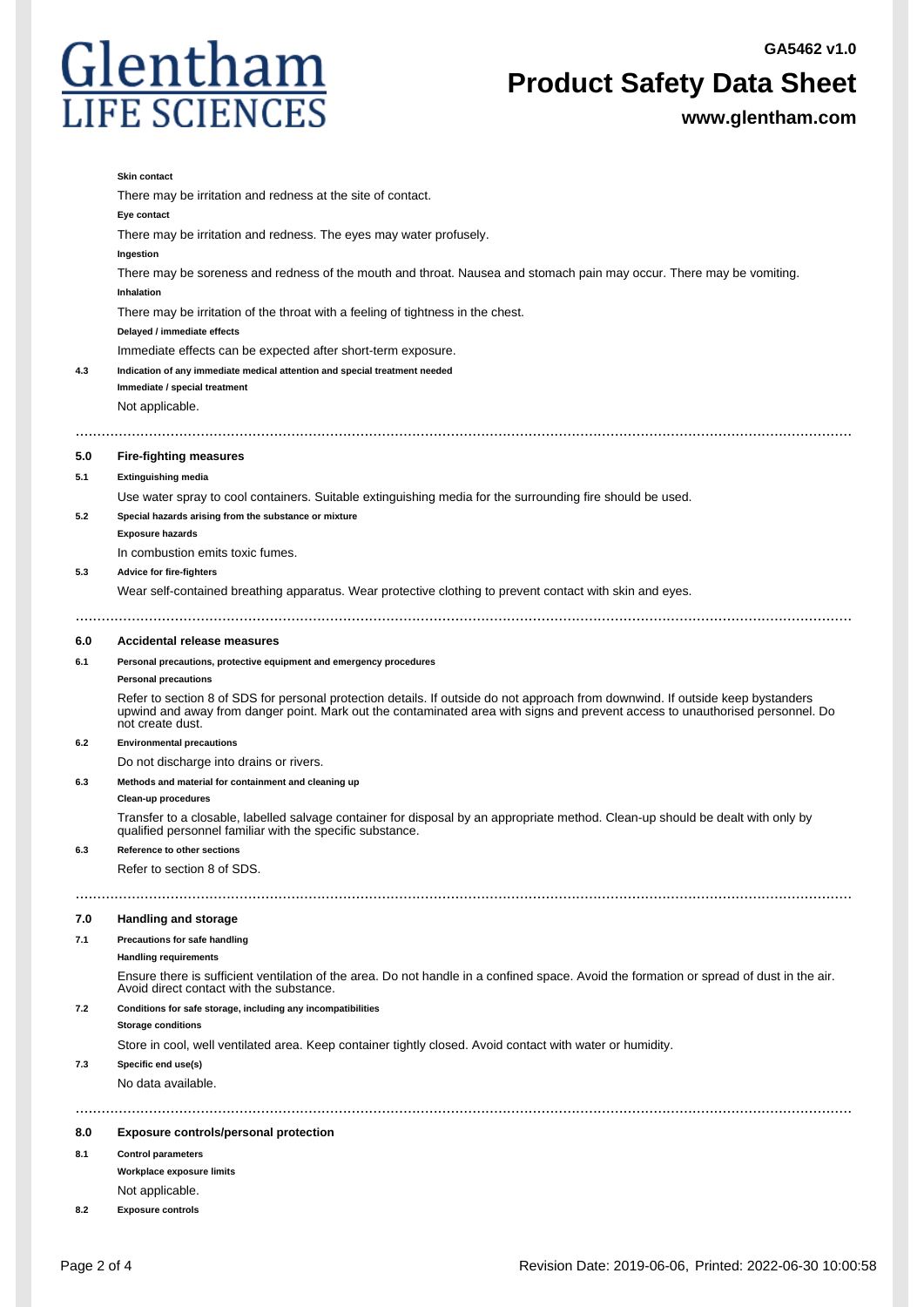**Skin contact**

There may be irritation and redness at the site of contact.

**Eye contact**

There may be irritation and redness. The eyes may water profusely.

**Ingestion**

There may be soreness and redness of the mouth and throat. Nausea and stomach pain may occur. There may be vomiting.

**Inhalation**

There may be irritation of the throat with a feeling of tightness in the chest.

**Delayed / immediate effects**

Immediate effects can be expected after short-term exposure.

**4.3 Indication of any immediate medical attention and special treatment needed**

**Immediate / special treatment**

Not applicable.

## 5.0 Fire-fighting measures

**5.1 Extinguishing media**

Use water spray to cool containers. Suitable extinguishing media for the surrounding fire should be used.

**5.2 Special hazards arising from the substance or mixture**

**Exposure hazards**

In combustion emits toxic fumes.

**5.3 Advice for fire-fighters**

Wear self-contained breathing apparatus. Wear protective clothing to prevent contact with skin and eyes.

## 6.0 Accidental release measures

**6.1 Personal precautions, protective equipment and emergency procedures**

**Personal precautions**

Refer to section 8 of SDS for personal protection details. If outside do not approach from downwind. If outside keep bystanders upwind and away from danger point. Mark out the contaminated area with signs and prevent access to unauthorised personnel. Do not create dust.

**6.2 Environmental precautions**

Do not discharge into drains or rivers.

**6.3 Methods and material for containment and cleaning up**

**Clean-up procedures**

Transfer to a closable, labelled salvage container for disposal by an appropriate method. Clean-up should be dealt with only by qualified personnel familiar with the specific substance.

**6.3 Reference to other sections**

Refer to section 8 of SDS.

## 7.0 Handling and storage

**7.1 Precautions for safe handling**

**Handling requirements**

Ensure there is sufficient ventilation of the area. Do not handle in a confined space. Avoid the formation or spread of dust in the air. Avoid direct contact with the substance.

**7.2 Conditions for safe storage, including any incompatibilities**

**Storage conditions**

Store in cool, well ventilated area. Keep container tightly closed. Avoid contact with water or humidity.

**7.3 Specific end use(s)**

No data available.

## 8.0 Exposure controls/personal protection

**8.1 Control parameters**

**Workplace exposure limits**

Not applicable.

**8.2 Exposure controls**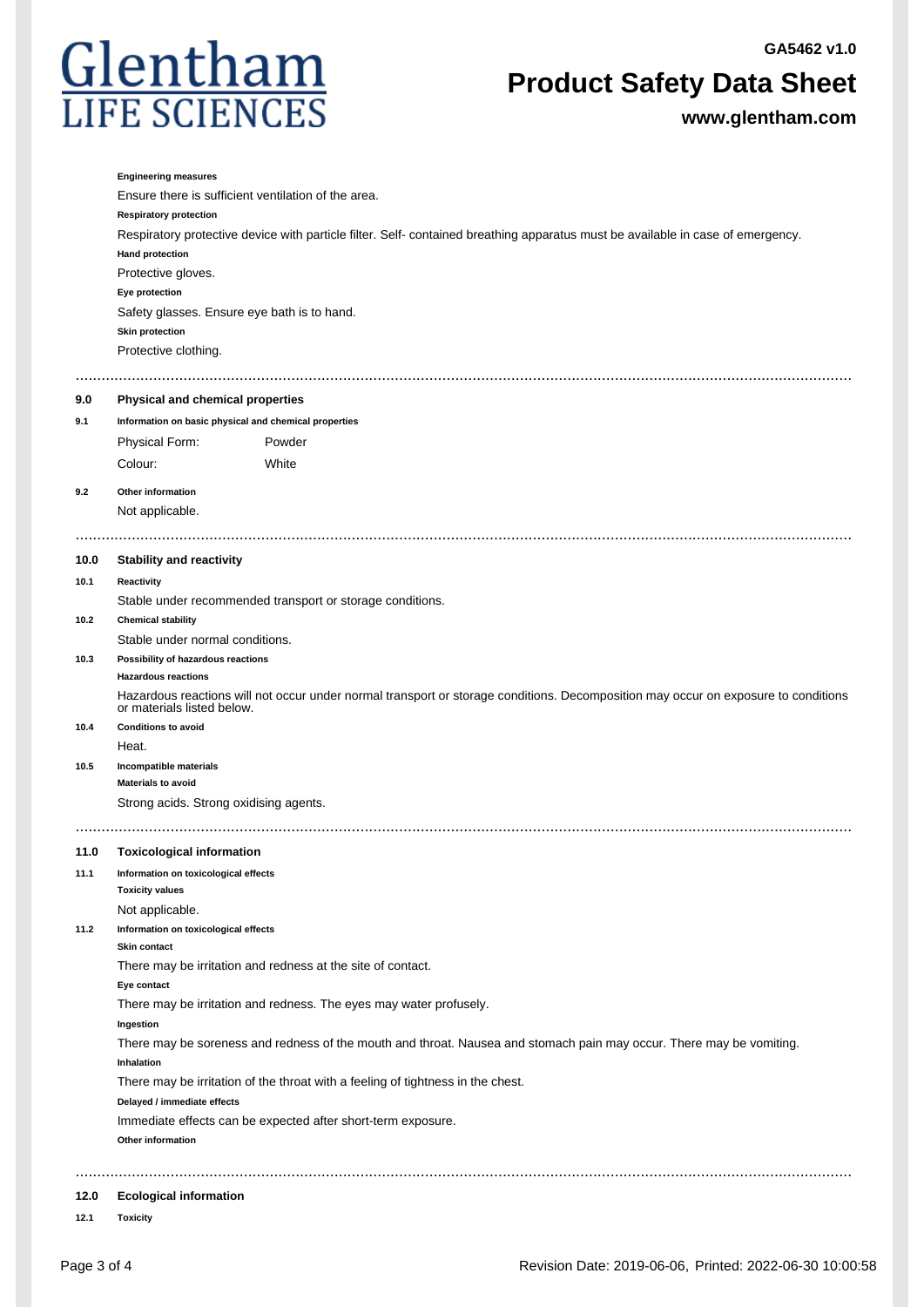**Engineering measures**

Ensure there is sufficient ventilation of the area.

**Respiratory protection**

Respiratory protective device with particle filter. Self- contained breathing apparatus must be available in case of emergency.

**Hand protection**

Protective gloves.

**Eye protection**

Safety glasses. Ensure eye bath is to hand.

**Skin protection**

Protective clothing.

## 9.0 Physical and chemical properties

**9.1 Information on basic physical and chemical properties**

| Physical Form: | Powder |
| --- | --- |
| Colour: | White |

**9.2 Other information**

Not applicable.

## 10.0 Stability and reactivity

**10.1 Reactivity**

Stable under recommended transport or storage conditions.

**10.2 Chemical stability**

Stable under normal conditions.

**10.3 Possibility of hazardous reactions**

**Hazardous reactions**

Hazardous reactions will not occur under normal transport or storage conditions. Decomposition may occur on exposure to conditions or materials listed below.

**10.4 Conditions to avoid**

Heat.

**10.5 Incompatible materials**

**Materials to avoid**

Strong acids. Strong oxidising agents.

## 11.0 Toxicological information

**11.1 Information on toxicological effects**

**Toxicity values**

Not applicable.

**11.2 Information on toxicological effects**

**Skin contact**

There may be irritation and redness at the site of contact.

**Eye contact**

There may be irritation and redness. The eyes may water profusely.

**Ingestion**

There may be soreness and redness of the mouth and throat. Nausea and stomach pain may occur. There may be vomiting.

**Inhalation**

There may be irritation of the throat with a feeling of tightness in the chest.

**Delayed / immediate effects**

Immediate effects can be expected after short-term exposure.

**Other information**

## 12.0 Ecological information

**12.1 Toxicity**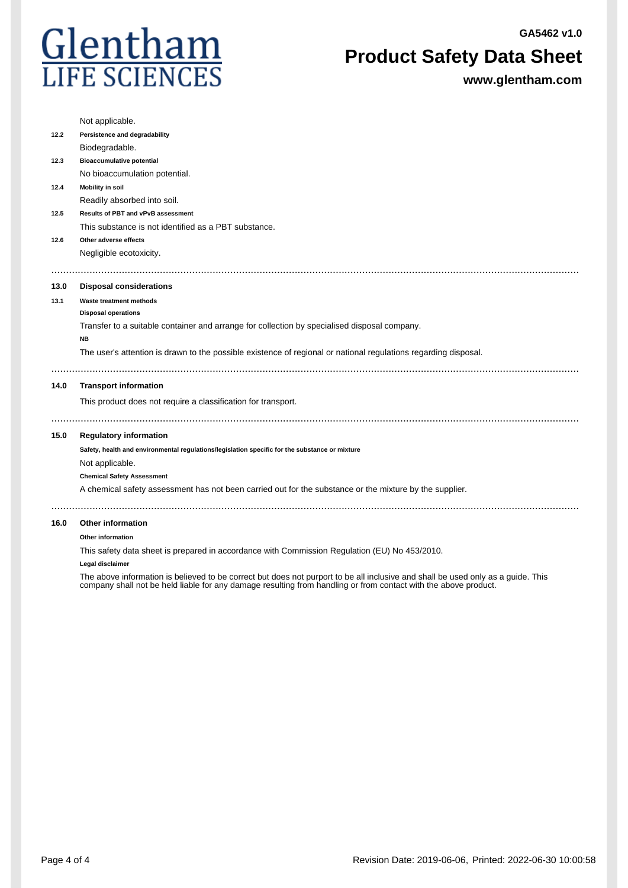Not applicable.

**12.2 Persistence and degradability**

Biodegradable.

**12.3 Bioaccumulative potential**

No bioaccumulation potential.

**12.4 Mobility in soil**

Readily absorbed into soil.

**12.5 Results of PBT and vPvB assessment**

This substance is not identified as a PBT substance.

**12.6 Other adverse effects**

Negligible ecotoxicity.

---

## 13.0 Disposal considerations

**13.1 Waste treatment methods**

**Disposal operations**

Transfer to a suitable container and arrange for collection by specialised disposal company.

**NB**

The user's attention is drawn to the possible existence of regional or national regulations regarding disposal.

---

## 14.0 Transport information

This product does not require a classification for transport.

---

## 15.0 Regulatory information

**Safety, health and environmental regulations/legislation specific for the substance or mixture**

Not applicable.

**Chemical Safety Assessment**

A chemical safety assessment has not been carried out for the substance or the mixture by the supplier.

---

## 16.0 Other information

**Other information**

This safety data sheet is prepared in accordance with Commission Regulation (EU) No 453/2010.

**Legal disclaimer**

The above information is believed to be correct but does not purport to be all inclusive and shall be used only as a guide. This company shall not be held liable for any damage resulting from handling or from contact with the above product.

Revision Date: 2019-06-06, Printed: 2022-06-30 10:00:58